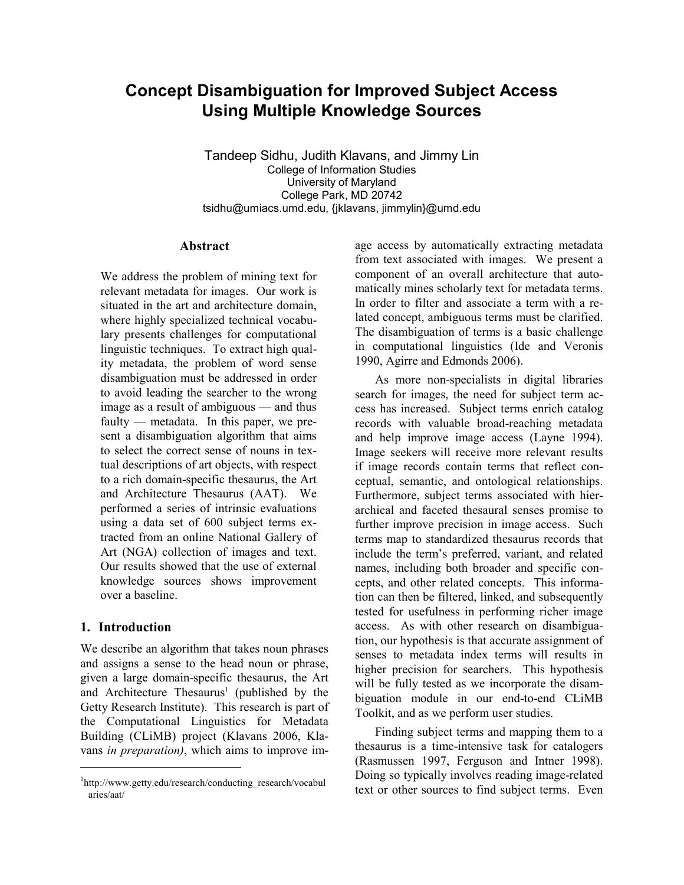# Concept Disambiguation for Improved Subject Access Using Multiple Knowledge Sources

Tandeep Sidhu, Judith Klavans, and Jimmy Lin
College of Information Studies
University of Maryland
College Park, MD 20742
tsidhu@umiacs.umd.edu, {jklavans, jimmylin}@umd.edu

## Abstract

We address the problem of mining text for relevant metadata for images. Our work is situated in the art and architecture domain, where highly specialized technical vocabulary presents challenges for computational linguistic techniques. To extract high quality metadata, the problem of word sense disambiguation must be addressed in order to avoid leading the searcher to the wrong image as a result of ambiguous — and thus faulty — metadata. In this paper, we present a disambiguation algorithm that aims to select the correct sense of nouns in textual descriptions of art objects, with respect to a rich domain-specific thesaurus, the Art and Architecture Thesaurus (AAT). We performed a series of intrinsic evaluations using a data set of 600 subject terms extracted from an online National Gallery of Art (NGA) collection of images and text. Our results showed that the use of external knowledge sources shows improvement over a baseline.

## 1. Introduction

We describe an algorithm that takes noun phrases and assigns a sense to the head noun or phrase, given a large domain-specific thesaurus, the Art and Architecture Thesaurus[1] (published by the Getty Research Institute). This research is part of the Computational Linguistics for Metadata Building (CLiMB) project (Klavans 2006, Klavans *in preparation)*, which aims to improve image access by automatically extracting metadata from text associated with images. We present a component of an overall architecture that automatically mines scholarly text for metadata terms. In order to filter and associate a term with a related concept, ambiguous terms must be clarified. The disambiguation of terms is a basic challenge in computational linguistics (Ide and Veronis 1990, Agirre and Edmonds 2006).

As more non-specialists in digital libraries search for images, the need for subject term access has increased. Subject terms enrich catalog records with valuable broad-reaching metadata and help improve image access (Layne 1994). Image seekers will receive more relevant results if image records contain terms that reflect conceptual, semantic, and ontological relationships. Furthermore, subject terms associated with hierarchical and faceted thesaural senses promise to further improve precision in image access. Such terms map to standardized thesaurus records that include the term's preferred, variant, and related names, including both broader and specific concepts, and other related concepts. This information can then be filtered, linked, and subsequently tested for usefulness in performing richer image access. As with other research on disambiguation, our hypothesis is that accurate assignment of senses to metadata index terms will results in higher precision for searchers. This hypothesis will be fully tested as we incorporate the disambiguation module in our end-to-end CLiMB Toolkit, and as we perform user studies.

Finding subject terms and mapping them to a thesaurus is a time-intensive task for catalogers (Rasmussen 1997, Ferguson and Intner 1998). Doing so typically involves reading image-related text or other sources to find subject terms. Even

[1] http://www.getty.edu/research/conducting_research/vocabularies/aat/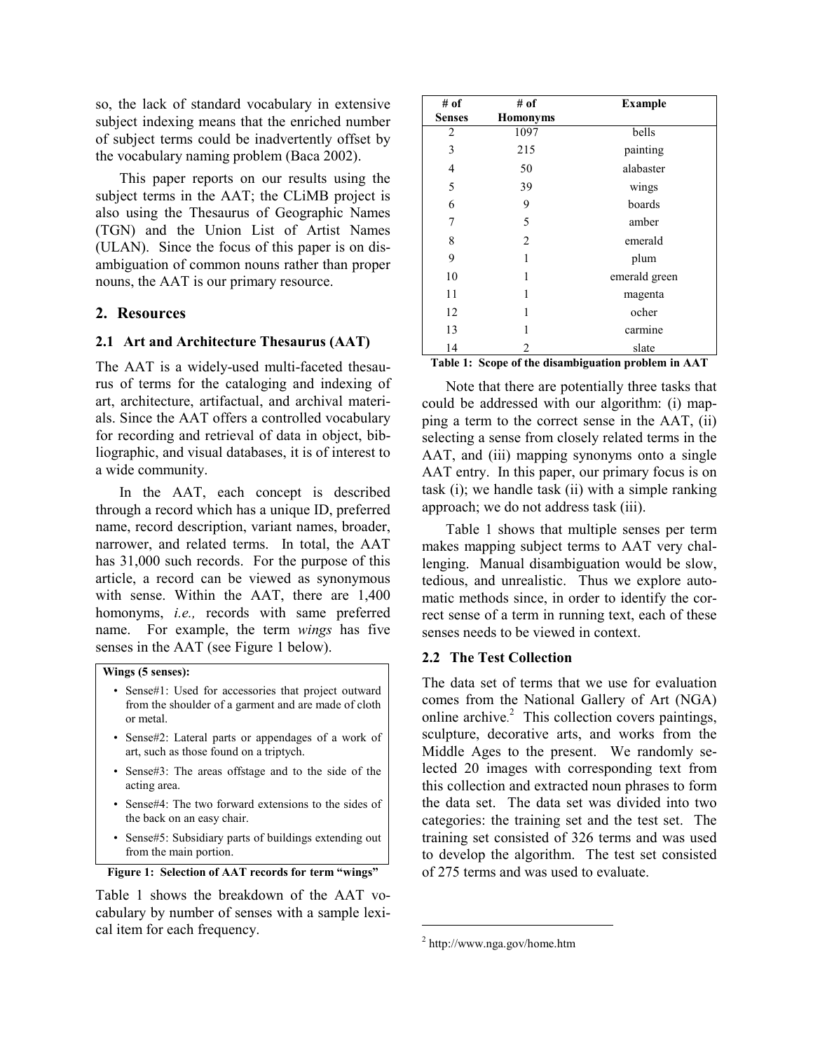so, the lack of standard vocabulary in extensive subject indexing means that the enriched number of subject terms could be inadvertently offset by the vocabulary naming problem (Baca 2002).

This paper reports on our results using the subject terms in the AAT; the CLiMB project is also using the Thesaurus of Geographic Names (TGN) and the Union List of Artist Names (ULAN). Since the focus of this paper is on disambiguation of common nouns rather than proper nouns, the AAT is our primary resource.

## 2. Resources

### 2.1 Art and Architecture Thesaurus (AAT)

The AAT is a widely-used multi-faceted thesaurus of terms for the cataloging and indexing of art, architecture, artifactual, and archival materials. Since the AAT offers a controlled vocabulary for recording and retrieval of data in object, bibliographic, and visual databases, it is of interest to a wide community.

In the AAT, each concept is described through a record which has a unique ID, preferred name, record description, variant names, broader, narrower, and related terms. In total, the AAT has 31,000 such records. For the purpose of this article, a record can be viewed as synonymous with sense. Within the AAT, there are 1,400 homonyms, *i.e.,* records with same preferred name. For example, the term *wings* has five senses in the AAT (see Figure 1 below).

**Wings (5 senses):**

- Sense#1: Used for accessories that project outward from the shoulder of a garment and are made of cloth or metal.
- Sense#2: Lateral parts or appendages of a work of art, such as those found on a triptych.
- Sense#3: The areas offstage and to the side of the acting area.
- Sense#4: The two forward extensions to the sides of the back on an easy chair.
- Sense#5: Subsidiary parts of buildings extending out from the main portion.

**Figure 1: Selection of AAT records for term "wings"**

Table 1 shows the breakdown of the AAT vocabulary by number of senses with a sample lexical item for each frequency.

| # of Senses | # of Homonyms | Example |
|---|---|---|
| 2 | 1097 | bells |
| 3 | 215 | painting |
| 4 | 50 | alabaster |
| 5 | 39 | wings |
| 6 | 9 | boards |
| 7 | 5 | amber |
| 8 | 2 | emerald |
| 9 | 1 | plum |
| 10 | 1 | emerald green |
| 11 | 1 | magenta |
| 12 | 1 | ocher |
| 13 | 1 | carmine |
| 14 | 2 | slate |

**Table 1: Scope of the disambiguation problem in AAT**

Note that there are potentially three tasks that could be addressed with our algorithm: (i) mapping a term to the correct sense in the AAT, (ii) selecting a sense from closely related terms in the AAT, and (iii) mapping synonyms onto a single AAT entry. In this paper, our primary focus is on task (i); we handle task (ii) with a simple ranking approach; we do not address task (iii).

Table 1 shows that multiple senses per term makes mapping subject terms to AAT very challenging. Manual disambiguation would be slow, tedious, and unrealistic. Thus we explore automatic methods since, in order to identify the correct sense of a term in running text, each of these senses needs to be viewed in context.

### 2.2 The Test Collection

The data set of terms that we use for evaluation comes from the National Gallery of Art (NGA) online archive.[2] This collection covers paintings, sculpture, decorative arts, and works from the Middle Ages to the present. We randomly selected 20 images with corresponding text from this collection and extracted noun phrases to form the data set. The data set was divided into two categories: the training set and the test set. The training set consisted of 326 terms and was used to develop the algorithm. The test set consisted of 275 terms and was used to evaluate.

[2] http://www.nga.gov/home.htm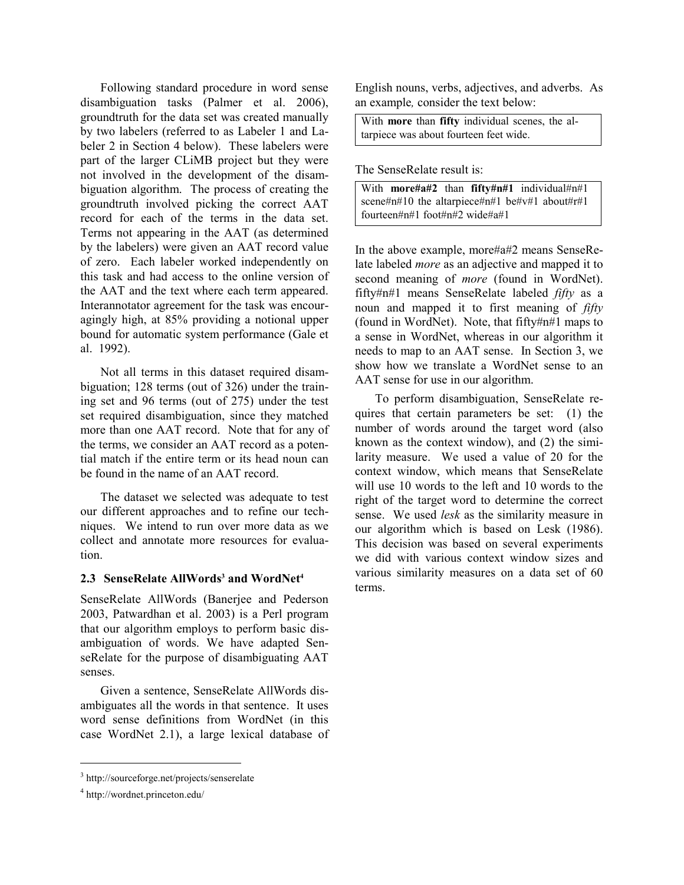Following standard procedure in word sense disambiguation tasks (Palmer et al. 2006), groundtruth for the data set was created manually by two labelers (referred to as Labeler 1 and Labeler 2 in Section 4 below). These labelers were part of the larger CLiMB project but they were not involved in the development of the disambiguation algorithm. The process of creating the groundtruth involved picking the correct AAT record for each of the terms in the data set. Terms not appearing in the AAT (as determined by the labelers) were given an AAT record value of zero. Each labeler worked independently on this task and had access to the online version of the AAT and the text where each term appeared. Interannotator agreement for the task was encouragingly high, at 85% providing a notional upper bound for automatic system performance (Gale et al. 1992).

Not all terms in this dataset required disambiguation; 128 terms (out of 326) under the training set and 96 terms (out of 275) under the test set required disambiguation, since they matched more than one AAT record. Note that for any of the terms, we consider an AAT record as a potential match if the entire term or its head noun can be found in the name of an AAT record.

The dataset we selected was adequate to test our different approaches and to refine our techniques. We intend to run over more data as we collect and annotate more resources for evaluation.

### 2.3 SenseRelate AllWords[3] and WordNet[4]

SenseRelate AllWords (Banerjee and Pederson 2003, Patwardhan et al. 2003) is a Perl program that our algorithm employs to perform basic disambiguation of words. We have adapted SenseRelate for the purpose of disambiguating AAT senses.

Given a sentence, SenseRelate AllWords disambiguates all the words in that sentence. It uses word sense definitions from WordNet (in this case WordNet 2.1), a large lexical database of English nouns, verbs, adjectives, and adverbs. As an example*,* consider the text below:

> With **more** than **fifty** individual scenes, the altarpiece was about fourteen feet wide.

The SenseRelate result is:

> With **more#a#2** than **fifty#n#1** individual#n#1 scene#n#10 the altarpiece#n#1 be#v#1 about#r#1 fourteen#n#1 foot#n#2 wide#a#1

In the above example, more#a#2 means SenseRelate labeled *more* as an adjective and mapped it to second meaning of *more* (found in WordNet). fifty#n#1 means SenseRelate labeled *fifty* as a noun and mapped it to first meaning of *fifty* (found in WordNet). Note, that fifty#n#1 maps to a sense in WordNet, whereas in our algorithm it needs to map to an AAT sense. In Section 3, we show how we translate a WordNet sense to an AAT sense for use in our algorithm.

To perform disambiguation, SenseRelate requires that certain parameters be set: (1) the number of words around the target word (also known as the context window), and (2) the similarity measure. We used a value of 20 for the context window, which means that SenseRelate will use 10 words to the left and 10 words to the right of the target word to determine the correct sense. We used *lesk* as the similarity measure in our algorithm which is based on Lesk (1986). This decision was based on several experiments we did with various context window sizes and various similarity measures on a data set of 60 terms.

---

[3] http://sourceforge.net/projects/senserelate

[4] http://wordnet.princeton.edu/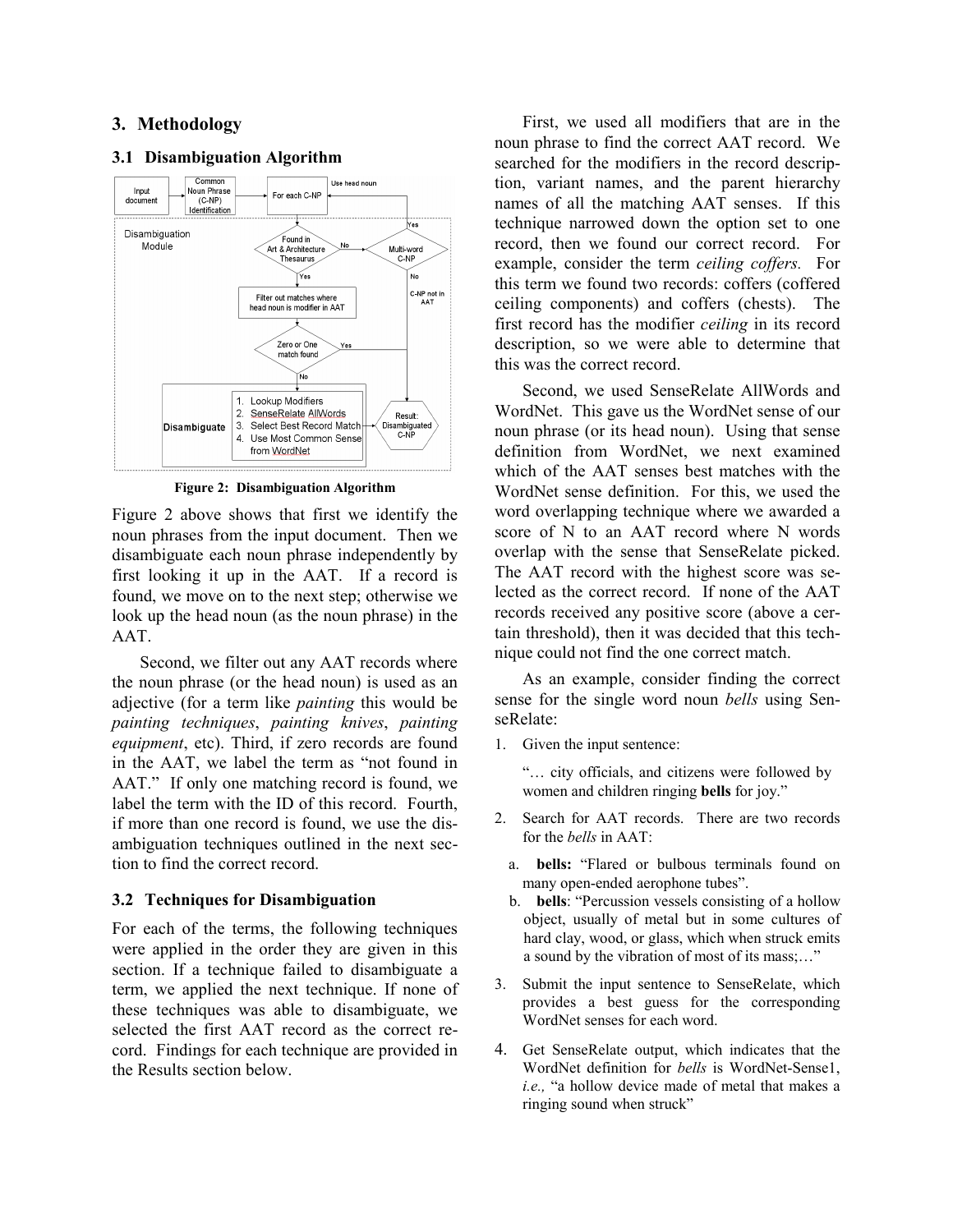## 3. Methodology

### 3.1 Disambiguation Algorithm

**Figure 2: Disambiguation Algorithm**

Figure 2 above shows that first we identify the noun phrases from the input document. Then we disambiguate each noun phrase independently by first looking it up in the AAT. If a record is found, we move on to the next step; otherwise we look up the head noun (as the noun phrase) in the AAT.

Second, we filter out any AAT records where the noun phrase (or the head noun) is used as an adjective (for a term like *painting* this would be *painting techniques*, *painting knives*, *painting equipment*, etc). Third, if zero records are found in the AAT, we label the term as "not found in AAT." If only one matching record is found, we label the term with the ID of this record. Fourth, if more than one record is found, we use the disambiguation techniques outlined in the next section to find the correct record.

### 3.2 Techniques for Disambiguation

For each of the terms, the following techniques were applied in the order they are given in this section. If a technique failed to disambiguate a term, we applied the next technique. If none of these techniques was able to disambiguate, we selected the first AAT record as the correct record. Findings for each technique are provided in the Results section below.

First, we used all modifiers that are in the noun phrase to find the correct AAT record. We searched for the modifiers in the record description, variant names, and the parent hierarchy names of all the matching AAT senses. If this technique narrowed down the option set to one record, then we found our correct record. For example, consider the term *ceiling coffers.* For this term we found two records: coffers (coffered ceiling components) and coffers (chests). The first record has the modifier *ceiling* in its record description, so we were able to determine that this was the correct record.

Second, we used SenseRelate AllWords and WordNet. This gave us the WordNet sense of our noun phrase (or its head noun). Using that sense definition from WordNet, we next examined which of the AAT senses best matches with the WordNet sense definition. For this, we used the word overlapping technique where we awarded a score of N to an AAT record where N words overlap with the sense that SenseRelate picked. The AAT record with the highest score was selected as the correct record. If none of the AAT records received any positive score (above a certain threshold), then it was decided that this technique could not find the one correct match.

As an example, consider finding the correct sense for the single word noun *bells* using SenseRelate:

1. Given the input sentence:

   "… city officials, and citizens were followed by women and children ringing **bells** for joy."

2. Search for AAT records. There are two records for the *bells* in AAT:

   a. **bells:** "Flared or bulbous terminals found on many open-ended aerophone tubes".
   
   b. **bells**: "Percussion vessels consisting of a hollow object, usually of metal but in some cultures of hard clay, wood, or glass, which when struck emits a sound by the vibration of most of its mass;…"

3. Submit the input sentence to SenseRelate, which provides a best guess for the corresponding WordNet senses for each word.

4. Get SenseRelate output, which indicates that the WordNet definition for *bells* is WordNet-Sense1, *i.e.,* "a hollow device made of metal that makes a ringing sound when struck"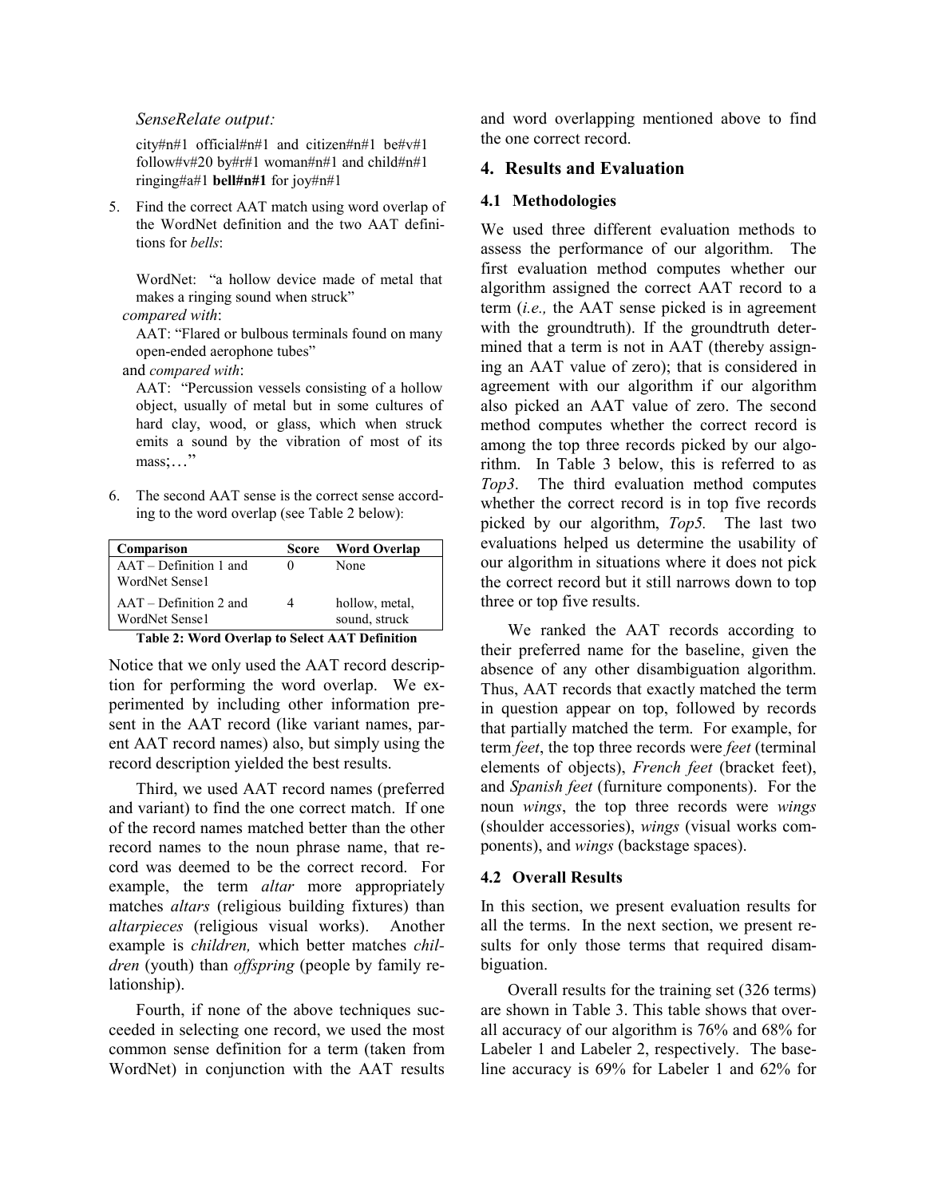*SenseRelate output:*

city#n#1 official#n#1 and citizen#n#1 be#v#1 follow#v#20 by#r#1 woman#n#1 and child#n#1 ringing#a#1 **bell#n#1** for joy#n#1

5. Find the correct AAT match using word overlap of the WordNet definition and the two AAT definitions for *bells*:

   WordNet: "a hollow device made of metal that makes a ringing sound when struck"

   *compared with*:

   AAT: "Flared or bulbous terminals found on many open-ended aerophone tubes"

   and *compared with*:

   AAT: "Percussion vessels consisting of a hollow object, usually of metal but in some cultures of hard clay, wood, or glass, which when struck emits a sound by the vibration of most of its mass;…"

6. The second AAT sense is the correct sense according to the word overlap (see Table 2 below):

| Comparison | Score | Word Overlap |
|---|---|---|
| AAT – Definition 1 and WordNet Sense1 | 0 | None |
| AAT – Definition 2 and WordNet Sense1 | 4 | hollow, metal, sound, struck |

**Table 2: Word Overlap to Select AAT Definition**

Notice that we only used the AAT record description for performing the word overlap. We experimented by including other information present in the AAT record (like variant names, parent AAT record names) also, but simply using the record description yielded the best results.

Third, we used AAT record names (preferred and variant) to find the one correct match. If one of the record names matched better than the other record names to the noun phrase name, that record was deemed to be the correct record. For example, the term *altar* more appropriately matches *altars* (religious building fixtures) than *altarpieces* (religious visual works). Another example is *children,* which better matches *children* (youth) than *offspring* (people by family relationship).

Fourth, if none of the above techniques succeeded in selecting one record, we used the most common sense definition for a term (taken from WordNet) in conjunction with the AAT results and word overlapping mentioned above to find the one correct record.

## 4. Results and Evaluation

### 4.1 Methodologies

We used three different evaluation methods to assess the performance of our algorithm. The first evaluation method computes whether our algorithm assigned the correct AAT record to a term (*i.e.,* the AAT sense picked is in agreement with the groundtruth). If the groundtruth determined that a term is not in AAT (thereby assigning an AAT value of zero); that is considered in agreement with our algorithm if our algorithm also picked an AAT value of zero. The second method computes whether the correct record is among the top three records picked by our algorithm. In Table 3 below, this is referred to as *Top3*. The third evaluation method computes whether the correct record is in top five records picked by our algorithm, *Top5.* The last two evaluations helped us determine the usability of our algorithm in situations where it does not pick the correct record but it still narrows down to top three or top five results.

We ranked the AAT records according to their preferred name for the baseline, given the absence of any other disambiguation algorithm. Thus, AAT records that exactly matched the term in question appear on top, followed by records that partially matched the term. For example, for term *feet*, the top three records were *feet* (terminal elements of objects), *French feet* (bracket feet), and *Spanish feet* (furniture components). For the noun *wings*, the top three records were *wings* (shoulder accessories), *wings* (visual works components), and *wings* (backstage spaces).

### 4.2 Overall Results

In this section, we present evaluation results for all the terms. In the next section, we present results for only those terms that required disambiguation.

Overall results for the training set (326 terms) are shown in Table 3. This table shows that overall accuracy of our algorithm is 76% and 68% for Labeler 1 and Labeler 2, respectively. The baseline accuracy is 69% for Labeler 1 and 62% for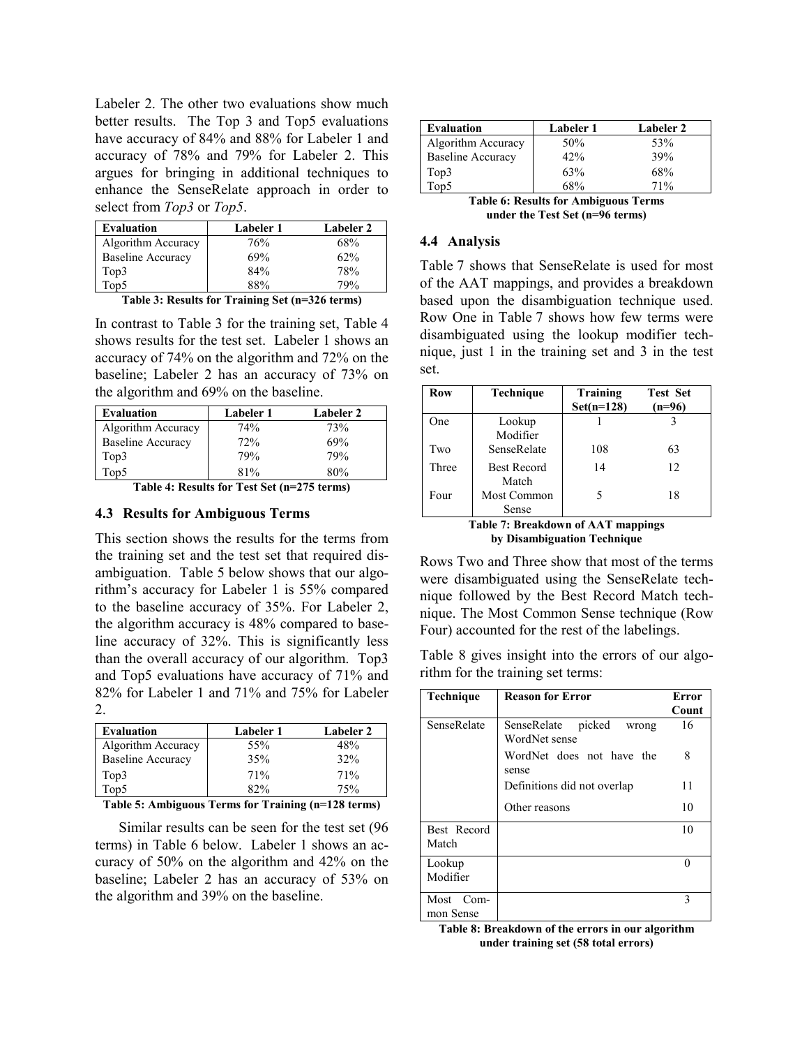Labeler 2. The other two evaluations show much better results. The Top 3 and Top5 evaluations have accuracy of 84% and 88% for Labeler 1 and accuracy of 78% and 79% for Labeler 2. This argues for bringing in additional techniques to enhance the SenseRelate approach in order to select from *Top3* or *Top5*.

| Evaluation | Labeler 1 | Labeler 2 |
|---|---|---|
| Algorithm Accuracy | 76% | 68% |
| Baseline Accuracy | 69% | 62% |
| Top3 | 84% | 78% |
| Top5 | 88% | 79% |

**Table 3: Results for Training Set (n=326 terms)**

In contrast to Table 3 for the training set, Table 4 shows results for the test set. Labeler 1 shows an accuracy of 74% on the algorithm and 72% on the baseline; Labeler 2 has an accuracy of 73% on the algorithm and 69% on the baseline.

| Evaluation | Labeler 1 | Labeler 2 |
|---|---|---|
| Algorithm Accuracy | 74% | 73% |
| Baseline Accuracy | 72% | 69% |
| Top3 | 79% | 79% |
| Top5 | 81% | 80% |

**Table 4: Results for Test Set (n=275 terms)**

### 4.3 Results for Ambiguous Terms

This section shows the results for the terms from the training set and the test set that required disambiguation. Table 5 below shows that our algorithm's accuracy for Labeler 1 is 55% compared to the baseline accuracy of 35%. For Labeler 2, the algorithm accuracy is 48% compared to baseline accuracy of 32%. This is significantly less than the overall accuracy of our algorithm. Top3 and Top5 evaluations have accuracy of 71% and 82% for Labeler 1 and 71% and 75% for Labeler 2.

| Evaluation | Labeler 1 | Labeler 2 |
|---|---|---|
| Algorithm Accuracy | 55% | 48% |
| Baseline Accuracy | 35% | 32% |
| Top3 | 71% | 71% |
| Top5 | 82% | 75% |

**Table 5: Ambiguous Terms for Training (n=128 terms)**

Similar results can be seen for the test set (96 terms) in Table 6 below. Labeler 1 shows an accuracy of 50% on the algorithm and 42% on the baseline; Labeler 2 has an accuracy of 53% on the algorithm and 39% on the baseline.

| Evaluation | Labeler 1 | Labeler 2 |
|---|---|---|
| Algorithm Accuracy | 50% | 53% |
| Baseline Accuracy | 42% | 39% |
| Top3 | 63% | 68% |
| Top5 | 68% | 71% |

**Table 6: Results for Ambiguous Terms under the Test Set (n=96 terms)**

### 4.4 Analysis

Table 7 shows that SenseRelate is used for most of the AAT mappings, and provides a breakdown based upon the disambiguation technique used. Row One in Table 7 shows how few terms were disambiguated using the lookup modifier technique, just 1 in the training set and 3 in the test set.

| Row | Technique | Training Set(n=128) | Test Set (n=96) |
|---|---|---|---|
| One | Lookup Modifier | 1 | 3 |
| Two | SenseRelate | 108 | 63 |
| Three | Best Record Match | 14 | 12 |
| Four | Most Common Sense | 5 | 18 |

**Table 7: Breakdown of AAT mappings by Disambiguation Technique**

Rows Two and Three show that most of the terms were disambiguated using the SenseRelate technique followed by the Best Record Match technique. The Most Common Sense technique (Row Four) accounted for the rest of the labelings.

Table 8 gives insight into the errors of our algorithm for the training set terms:

| Technique | Reason for Error | Error Count |
|---|---|---|
| SenseRelate | SenseRelate picked wrong WordNet sense | 16 |
| | WordNet does not have the sense | 8 |
| | Definitions did not overlap | 11 |
| | Other reasons | 10 |
| Best Record Match | | 10 |
| Lookup Modifier | | 0 |
| Most Common Sense | | 3 |

**Table 8: Breakdown of the errors in our algorithm under training set (58 total errors)**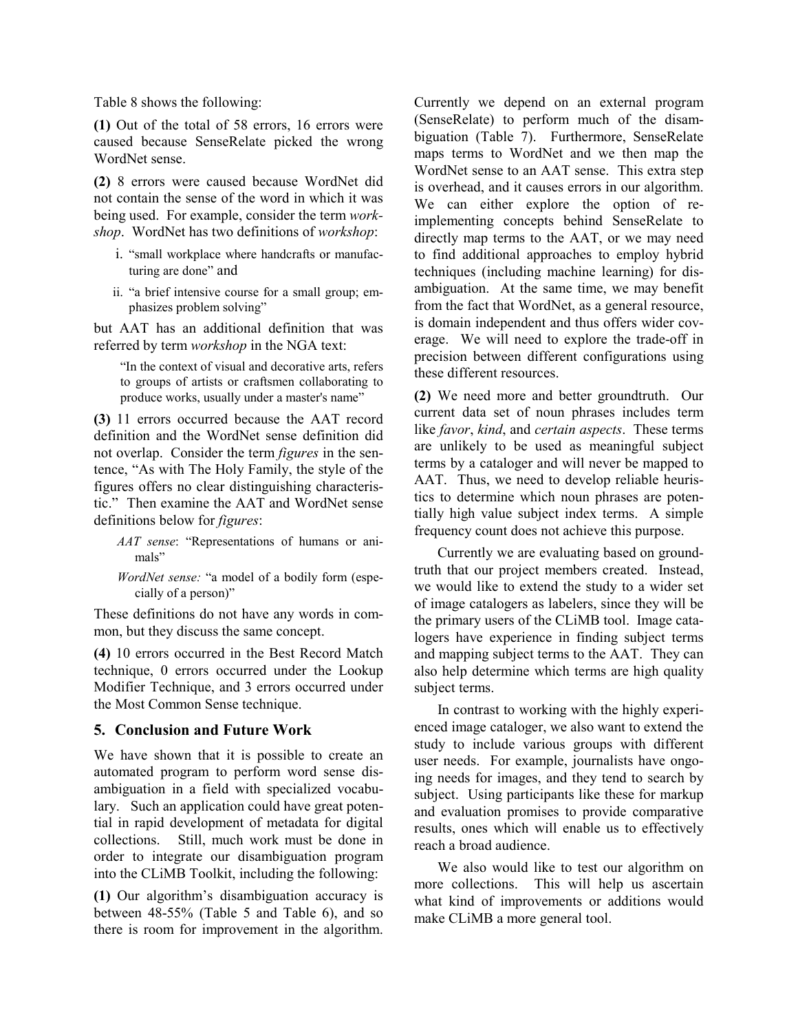Table 8 shows the following:

**(1)** Out of the total of 58 errors, 16 errors were caused because SenseRelate picked the wrong WordNet sense.

**(2)** 8 errors were caused because WordNet did not contain the sense of the word in which it was being used. For example, consider the term *workshop*. WordNet has two definitions of *workshop*:

i. "small workplace where handcrafts or manufacturing are done" and

ii. "a brief intensive course for a small group; emphasizes problem solving"

but AAT has an additional definition that was referred by term *workshop* in the NGA text:

> "In the context of visual and decorative arts, refers to groups of artists or craftsmen collaborating to produce works, usually under a master's name"

**(3)** 11 errors occurred because the AAT record definition and the WordNet sense definition did not overlap. Consider the term *figures* in the sentence, "As with The Holy Family, the style of the figures offers no clear distinguishing characteristic." Then examine the AAT and WordNet sense definitions below for *figures*:

> *AAT sense*: "Representations of humans or animals"
>
> *WordNet sense:* "a model of a bodily form (especially of a person)"

These definitions do not have any words in common, but they discuss the same concept.

**(4)** 10 errors occurred in the Best Record Match technique, 0 errors occurred under the Lookup Modifier Technique, and 3 errors occurred under the Most Common Sense technique.

## 5. Conclusion and Future Work

We have shown that it is possible to create an automated program to perform word sense disambiguation in a field with specialized vocabulary. Such an application could have great potential in rapid development of metadata for digital collections. Still, much work must be done in order to integrate our disambiguation program into the CLiMB Toolkit, including the following:

**(1)** Our algorithm's disambiguation accuracy is between 48-55% (Table 5 and Table 6), and so there is room for improvement in the algorithm. Currently we depend on an external program (SenseRelate) to perform much of the disambiguation (Table 7). Furthermore, SenseRelate maps terms to WordNet and we then map the WordNet sense to an AAT sense. This extra step is overhead, and it causes errors in our algorithm. We can either explore the option of re-implementing concepts behind SenseRelate to directly map terms to the AAT, or we may need to find additional approaches to employ hybrid techniques (including machine learning) for disambiguation. At the same time, we may benefit from the fact that WordNet, as a general resource, is domain independent and thus offers wider coverage. We will need to explore the trade-off in precision between different configurations using these different resources.

**(2)** We need more and better groundtruth. Our current data set of noun phrases includes term like *favor*, *kind*, and *certain aspects*. These terms are unlikely to be used as meaningful subject terms by a cataloger and will never be mapped to AAT. Thus, we need to develop reliable heuristics to determine which noun phrases are potentially high value subject index terms. A simple frequency count does not achieve this purpose.

Currently we are evaluating based on groundtruth that our project members created. Instead, we would like to extend the study to a wider set of image catalogers as labelers, since they will be the primary users of the CLiMB tool. Image catalogers have experience in finding subject terms and mapping subject terms to the AAT. They can also help determine which terms are high quality subject terms.

In contrast to working with the highly experienced image cataloger, we also want to extend the study to include various groups with different user needs. For example, journalists have ongoing needs for images, and they tend to search by subject. Using participants like these for markup and evaluation promises to provide comparative results, ones which will enable us to effectively reach a broad audience.

We also would like to test our algorithm on more collections. This will help us ascertain what kind of improvements or additions would make CLiMB a more general tool.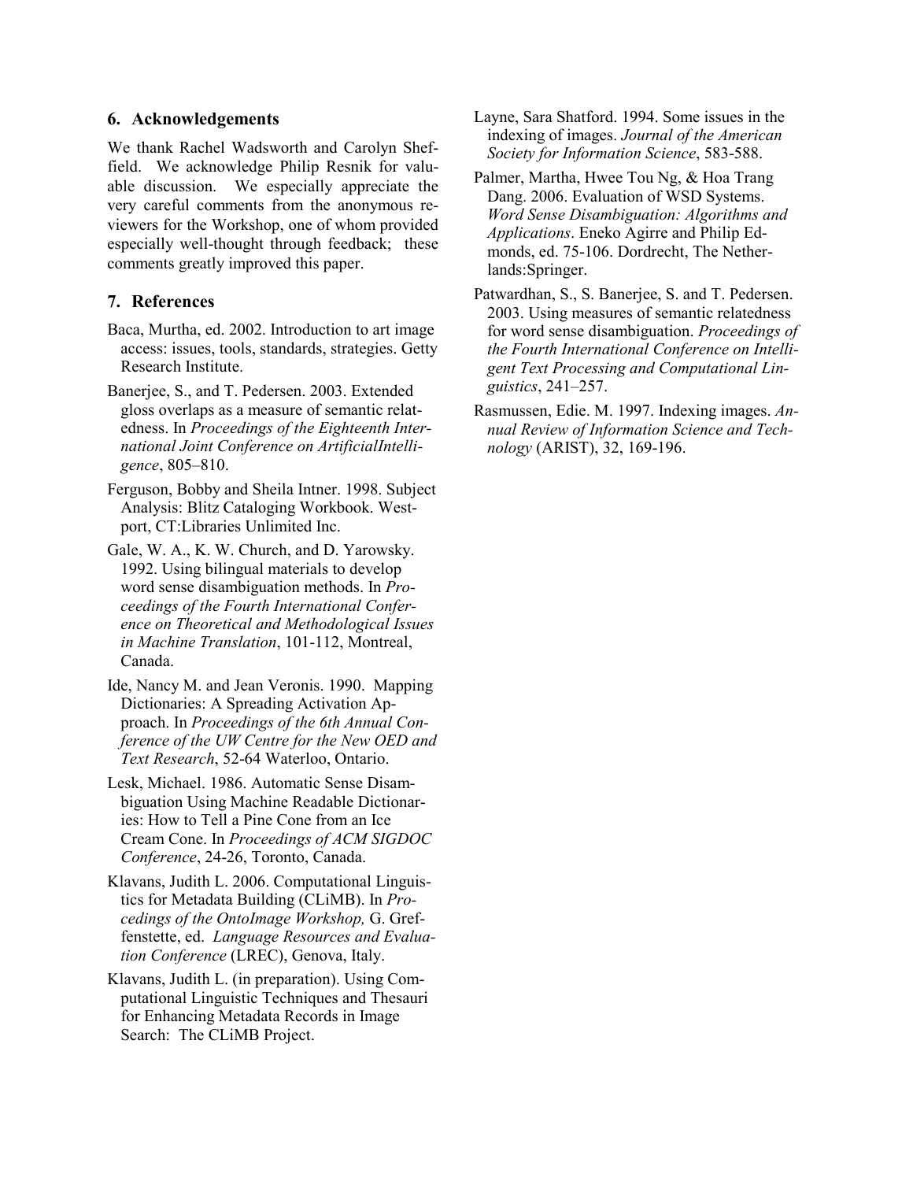## 6. Acknowledgements

We thank Rachel Wadsworth and Carolyn Sheffield. We acknowledge Philip Resnik for valuable discussion. We especially appreciate the very careful comments from the anonymous reviewers for the Workshop, one of whom provided especially well-thought through feedback; these comments greatly improved this paper.

## 7. References

Baca, Murtha, ed. 2002. Introduction to art image access: issues, tools, standards, strategies. Getty Research Institute.

Banerjee, S., and T. Pedersen. 2003. Extended gloss overlaps as a measure of semantic relatedness. In *Proceedings of the Eighteenth International Joint Conference on ArtificialIntelligence*, 805–810.

Ferguson, Bobby and Sheila Intner. 1998. Subject Analysis: Blitz Cataloging Workbook. Westport, CT:Libraries Unlimited Inc.

Gale, W. A., K. W. Church, and D. Yarowsky. 1992. Using bilingual materials to develop word sense disambiguation methods. In *Proceedings of the Fourth International Conference on Theoretical and Methodological Issues in Machine Translation*, 101-112, Montreal, Canada.

Ide, Nancy M. and Jean Veronis. 1990. Mapping Dictionaries: A Spreading Activation Approach. In *Proceedings of the 6th Annual Conference of the UW Centre for the New OED and Text Research*, 52-64 Waterloo, Ontario.

Lesk, Michael. 1986. Automatic Sense Disambiguation Using Machine Readable Dictionaries: How to Tell a Pine Cone from an Ice Cream Cone. In *Proceedings of ACM SIGDOC Conference*, 24-26, Toronto, Canada.

Klavans, Judith L. 2006. Computational Linguistics for Metadata Building (CLiMB). In *Procedings of the OntoImage Workshop,* G. Greffenstette, ed. *Language Resources and Evaluation Conference* (LREC), Genova, Italy.

Klavans, Judith L. (in preparation). Using Computational Linguistic Techniques and Thesauri for Enhancing Metadata Records in Image Search: The CLiMB Project.

Layne, Sara Shatford. 1994. Some issues in the indexing of images. *Journal of the American Society for Information Science*, 583-588.

Palmer, Martha, Hwee Tou Ng, & Hoa Trang Dang. 2006. Evaluation of WSD Systems. *Word Sense Disambiguation: Algorithms and Applications*. Eneko Agirre and Philip Edmonds, ed. 75-106. Dordrecht, The Netherlands:Springer.

Patwardhan, S., S. Banerjee, S. and T. Pedersen. 2003. Using measures of semantic relatedness for word sense disambiguation. *Proceedings of the Fourth International Conference on Intelligent Text Processing and Computational Linguistics*, 241–257.

Rasmussen, Edie. M. 1997. Indexing images. *Annual Review of Information Science and Technology* (ARIST), 32, 169-196.